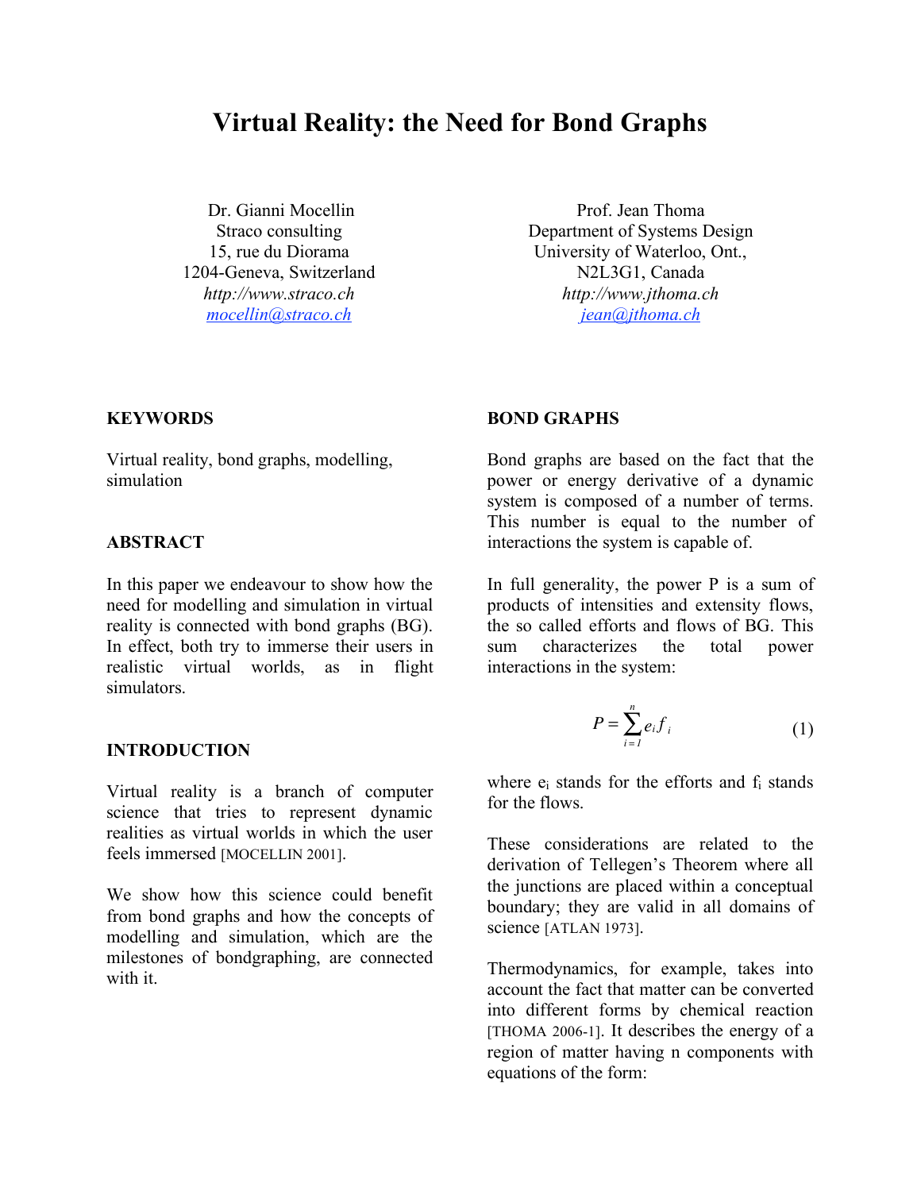# Virtual Reality: the Need for Bond Graphs

Dr. Gianni Mocellin
Straco consulting
15, rue du Diorama
1204-Geneva, Switzerland
*http://www.straco.ch*
*mocellin@straco.ch*

Prof. Jean Thoma
Department of Systems Design
University of Waterloo, Ont.,
N2L3G1, Canada
*http://www.jthoma.ch*
*jean@jthoma.ch*

## KEYWORDS

Virtual reality, bond graphs, modelling, simulation

## ABSTRACT

In this paper we endeavour to show how the need for modelling and simulation in virtual reality is connected with bond graphs (BG). In effect, both try to immerse their users in realistic virtual worlds, as in flight simulators.

## INTRODUCTION

Virtual reality is a branch of computer science that tries to represent dynamic realities as virtual worlds in which the user feels immersed [MOCELLIN 2001].

We show how this science could benefit from bond graphs and how the concepts of modelling and simulation, which are the milestones of bondgraphing, are connected with it.

## BOND GRAPHS

Bond graphs are based on the fact that the power or energy derivative of a dynamic system is composed of a number of terms. This number is equal to the number of interactions the system is capable of.

In full generality, the power P is a sum of products of intensities and extensity flows, the so called efforts and flows of BG. This sum characterizes the total power interactions in the system:

$$P = \sum_{i=1}^{n} e_i f_i \tag{1}$$

where $e_i$ stands for the efforts and $f_i$ stands for the flows.

These considerations are related to the derivation of Tellegen's Theorem where all the junctions are placed within a conceptual boundary; they are valid in all domains of science [ATLAN 1973].

Thermodynamics, for example, takes into account the fact that matter can be converted into different forms by chemical reaction [THOMA 2006-1]. It describes the energy of a region of matter having n components with equations of the form: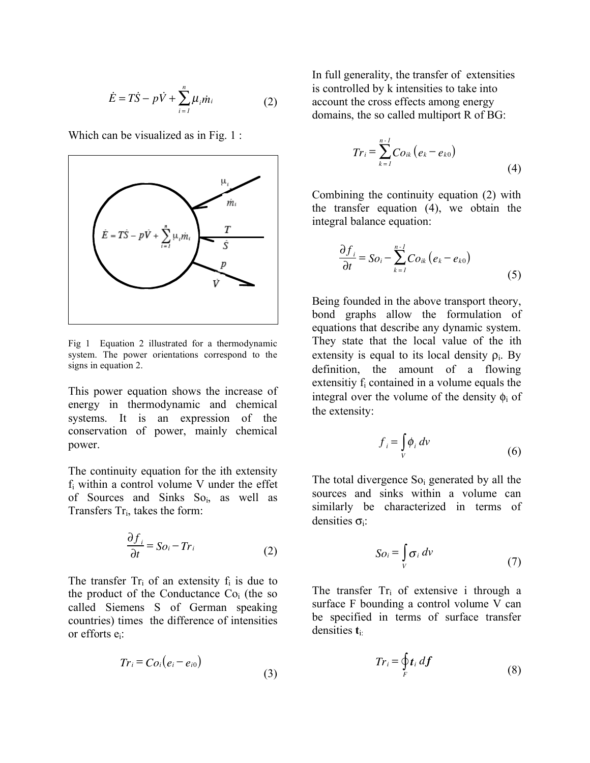$$\dot{E} = T\dot{S} - p\dot{V} + \sum_{i=1}^{n} \mu_i \dot{m}_i \qquad (2)$$

Which can be visualized as in Fig. 1 :

Fig 1 Equation 2 illustrated for a thermodynamic system. The power orientations correspond to the signs in equation 2.

This power equation shows the increase of energy in thermodynamic and chemical systems. It is an expression of the conservation of power, mainly chemical power.

The continuity equation for the ith extensity $f_i$ within a control volume V under the effet of Sources and Sinks $So_i$, as well as Transfers $Tr_i$, takes the form:

$$\frac{\partial f_i}{\partial t} = So_i - Tr_i \qquad (2)$$

The transfer $Tr_i$ of an extensity $f_i$ is due to the product of the Conductance $Co_i$ (the so called Siemens S of German speaking countries) times the difference of intensities or efforts $e_i$:

$$Tr_i = Co_i(e_i - e_{i0}) \qquad (3)$$

In full generality, the transfer of extensities is controlled by k intensities to take into account the cross effects among energy domains, the so called multiport R of BG:

$$Tr_i = \sum_{k=1}^{n-1} Co_{ik}(e_k - e_{k0}) \qquad (4)$$

Combining the continuity equation (2) with the transfer equation (4), we obtain the integral balance equation:

$$\frac{\partial f_i}{\partial t} = So_i - \sum_{k=1}^{n-1} Co_{ik}(e_k - e_{k0}) \qquad (5)$$

Being founded in the above transport theory, bond graphs allow the formulation of equations that describe any dynamic system. They state that the local value of the ith extensity is equal to its local density $\rho_i$. By definition, the amount of a flowing extensitiy $f_i$ contained in a volume equals the integral over the volume of the density $\phi_i$ of the extensity:

$$f_i = \int_V \phi_i \, dv \qquad (6)$$

The total divergence $So_i$ generated by all the sources and sinks within a volume can similarly be characterized in terms of densities $\sigma_i$:

$$So_i = \int_V \sigma_i \, dv \qquad (7)$$

The transfer $Tr_i$ of extensive i through a surface F bounding a control volume V can be specified in terms of surface transfer densities $\mathbf{t}_i$:

$$Tr_i = \oint_F \mathbf{t}_i \, d\mathbf{f} \qquad (8)$$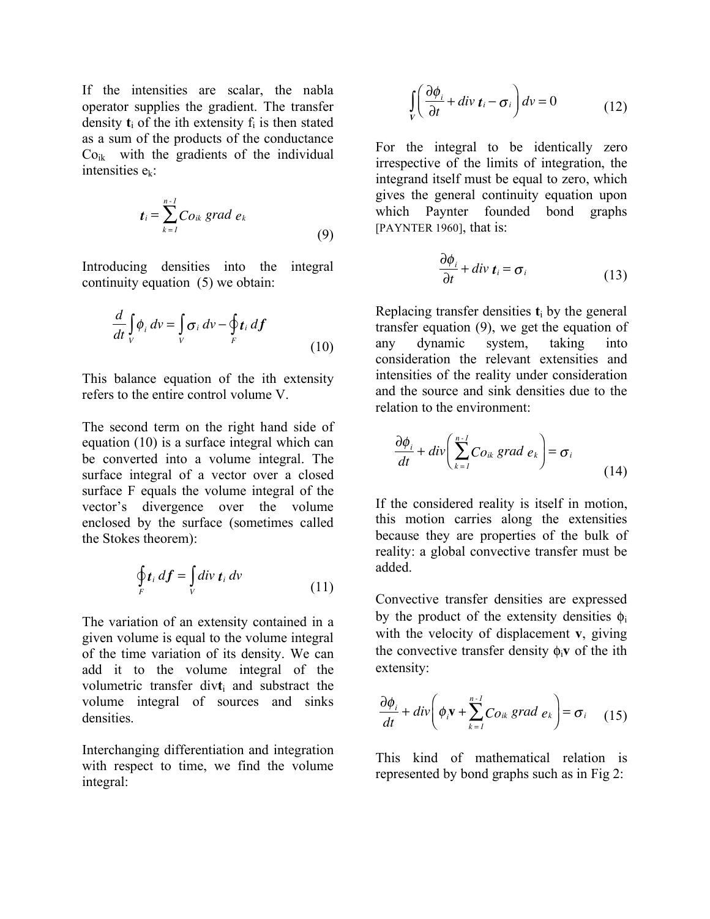If the intensities are scalar, the nabla operator supplies the gradient. The transfer density $\boldsymbol{t}_i$ of the ith extensity $f_i$ is then stated as a sum of the products of the conductance $Co_{ik}$ with the gradients of the individual intensities $e_k$:

$$\boldsymbol{t}_i = \sum_{k=1}^{n-1} Co_{ik} \; grad \; e_k \tag{9}$$

Introducing densities into the integral continuity equation (5) we obtain:

$$\frac{d}{dt}\int_V \phi_i \, dv = \int_V \sigma_i \, dv - \oint_F \boldsymbol{t}_i \, d\boldsymbol{f} \tag{10}$$

This balance equation of the ith extensity refers to the entire control volume V.

The second term on the right hand side of equation (10) is a surface integral which can be converted into a volume integral. The surface integral of a vector over a closed surface F equals the volume integral of the vector's divergence over the volume enclosed by the surface (sometimes called the Stokes theorem):

$$\oint_F \boldsymbol{t}_i \, d\boldsymbol{f} = \int_V div \, \boldsymbol{t}_i \, dv \tag{11}$$

The variation of an extensity contained in a given volume is equal to the volume integral of the time variation of its density. We can add it to the volume integral of the volumetric transfer div$\boldsymbol{t}_i$ and substract the volume integral of sources and sinks densities.

Interchanging differentiation and integration with respect to time, we find the volume integral:

$$\int_V \left( \frac{\partial \phi_i}{\partial t} + div \, \boldsymbol{t}_i - \sigma_i \right) dv = 0 \tag{12}$$

For the integral to be identically zero irrespective of the limits of integration, the integrand itself must be equal to zero, which gives the general continuity equation upon which Paynter founded bond graphs [PAYNTER 1960], that is:

$$\frac{\partial \phi_i}{\partial t} + div \, \boldsymbol{t}_i = \sigma_i \tag{13}$$

Replacing transfer densities $\boldsymbol{t}_i$ by the general transfer equation (9), we get the equation of any dynamic system, taking into consideration the relevant extensities and intensities of the reality under consideration and the source and sink densities due to the relation to the environment:

$$\frac{\partial \phi_i}{dt} + div\left( \sum_{k=1}^{n-1} Co_{ik} \; grad \; e_k \right) = \sigma_i \tag{14}$$

If the considered reality is itself in motion, this motion carries along the extensities because they are properties of the bulk of reality: a global convective transfer must be added.

Convective transfer densities are expressed by the product of the extensity densities $\phi_i$ with the velocity of displacement $\mathbf{v}$, giving the convective transfer density $\phi_i\mathbf{v}$ of the ith extensity:

$$\frac{\partial \phi_i}{dt} + div\left( \phi_i \mathbf{v} + \sum_{k=1}^{n-1} Co_{ik} \; grad \; e_k \right) = \sigma_i \tag{15}$$

This kind of mathematical relation is represented by bond graphs such as in Fig 2: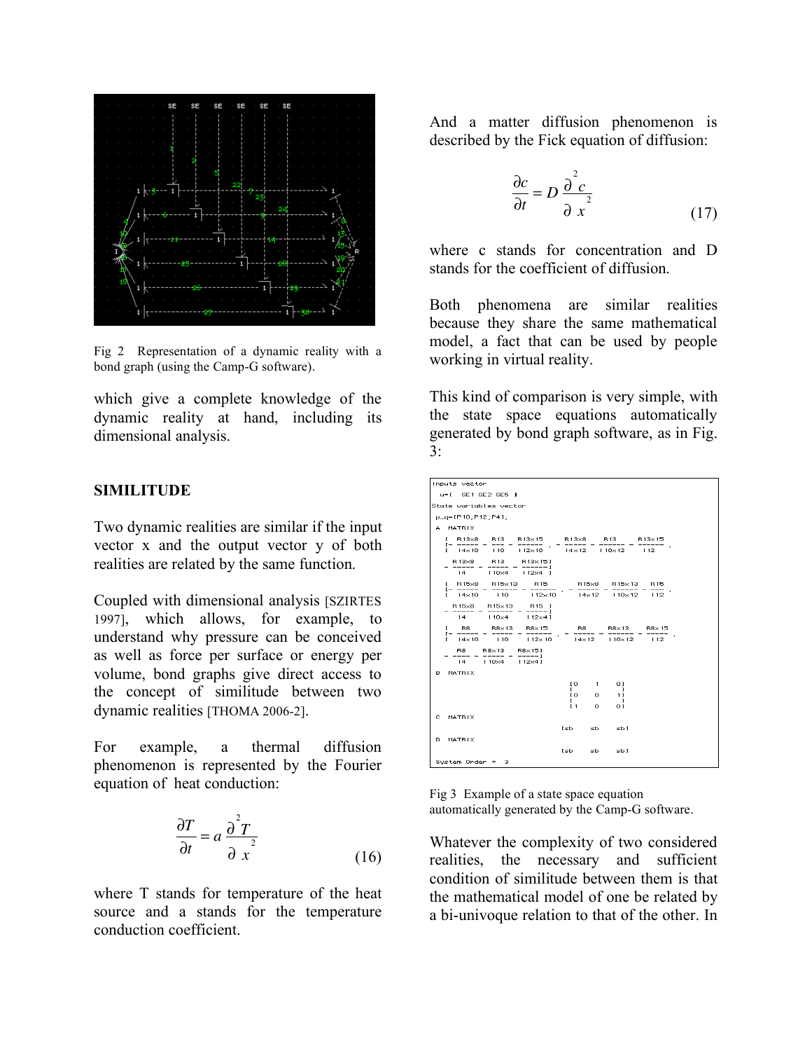Fig 2 Representation of a dynamic reality with a bond graph (using the Camp-G software).

which give a complete knowledge of the dynamic reality at hand, including its dimensional analysis.

## SIMILITUDE

Two dynamic realities are similar if the input vector x and the output vector y of both realities are related by the same function.

Coupled with dimensional analysis [SZIRTES 1997], which allows, for example, to understand why pressure can be conceived as well as force per surface or energy per volume, bond graphs give direct access to the concept of similitude between two dynamic realities [THOMA 2006-2].

For example, a thermal diffusion phenomenon is represented by the Fourier equation of heat conduction:

$$\frac{\partial T}{\partial t} = a \frac{\partial^2 T}{\partial x^2} \tag{16}$$

where T stands for temperature of the heat source and a stands for the temperature conduction coefficient.

And a matter diffusion phenomenon is described by the Fick equation of diffusion:

$$\frac{\partial c}{\partial t} = D \frac{\partial^2 c}{\partial x^2} \tag{17}$$

where c stands for concentration and D stands for the coefficient of diffusion.

Both phenomena are similar realities because they share the same mathematical model, a fact that can be used by people working in virtual reality.

This kind of comparison is very simple, with the state space equations automatically generated by bond graph software, as in Fig. 3:

Fig 3 Example of a state space equation automatically generated by the Camp-G software.

Whatever the complexity of two considered realities, the necessary and sufficient condition of similitude between them is that the mathematical model of one be related by a bi-univoque relation to that of the other. In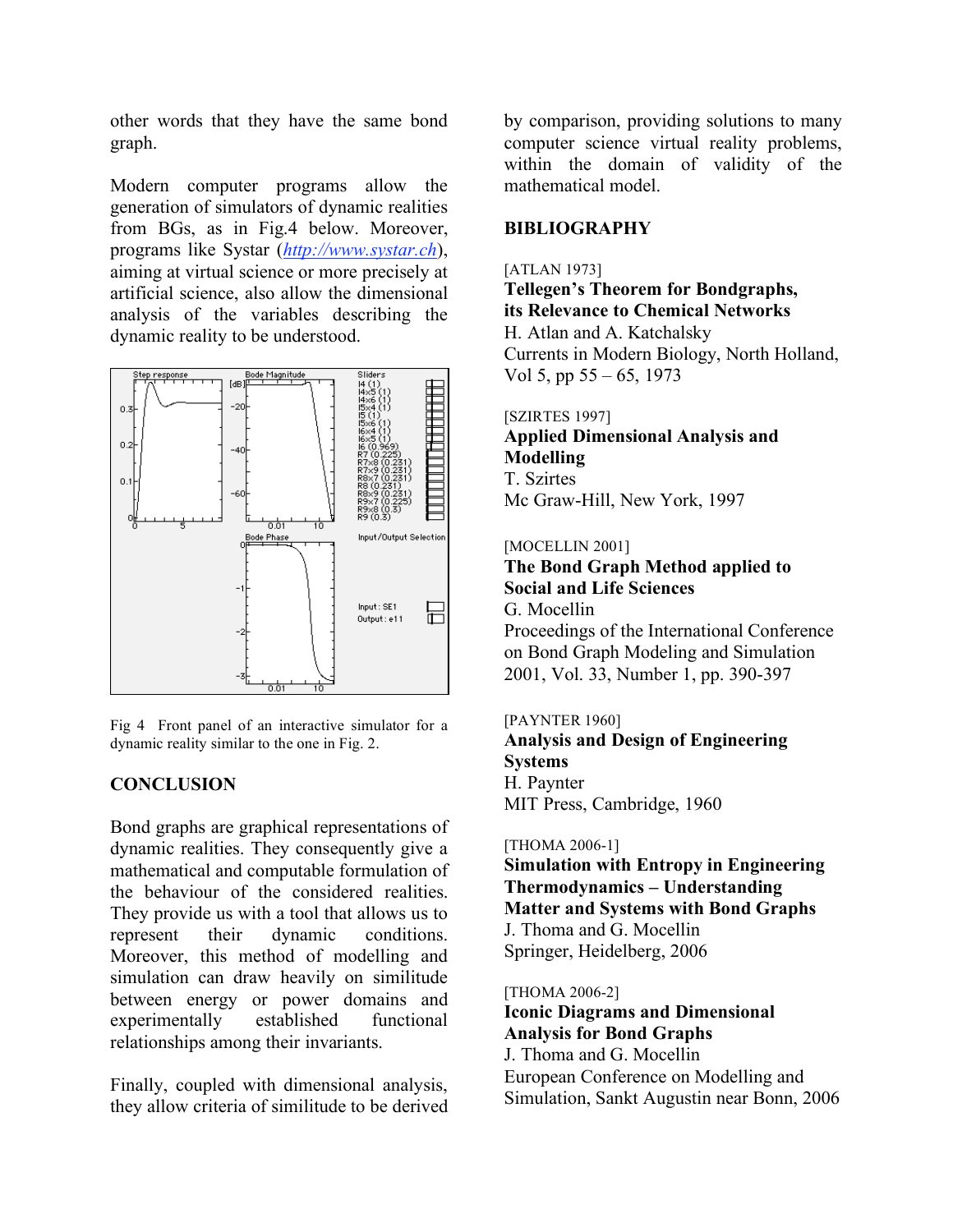other words that they have the same bond graph.

Modern computer programs allow the generation of simulators of dynamic realities from BGs, as in Fig.4 below. Moreover, programs like Systar (*http://www.systar.ch*), aiming at virtual science or more precisely at artificial science, also allow the dimensional analysis of the variables describing the dynamic reality to be understood.

Step response
0.3
0.2
0.1
0
0
5

Bode Magnitude
[dB]
-20
-40
-60
0.01
10

Sliders
I4 (1)
I4x5 (1)
I4x6 (1)
I5x4 (1)
I5 (1)
I5x6 (1)
I6x4 (1)
I6x5 (1)
I6 (0.969)
R7 (0.225)
R7x8 (0.231)
R7x9 (0.231)
R8x7 (0.231)
R8 (0.231)
R8x9 (0.231)
R9x7 (0.225)
R9x8 (0.3)
R9 (0.3)

Bode Phase
0
-1
-2
-3
0.01
10

Input/Output Selection
Input : SE1
Output : e11

Fig 4 Front panel of an interactive simulator for a dynamic reality similar to the one in Fig. 2.

## CONCLUSION

Bond graphs are graphical representations of dynamic realities. They consequently give a mathematical and computable formulation of the behaviour of the considered realities. They provide us with a tool that allows us to represent their dynamic conditions. Moreover, this method of modelling and simulation can draw heavily on similitude between energy or power domains and experimentally established functional relationships among their invariants.

Finally, coupled with dimensional analysis, they allow criteria of similitude to be derived by comparison, providing solutions to many computer science virtual reality problems, within the domain of validity of the mathematical model.

## BIBLIOGRAPHY

[ATLAN 1973]
**Tellegen's Theorem for Bondgraphs, its Relevance to Chemical Networks**
H. Atlan and A. Katchalsky
Currents in Modern Biology, North Holland, Vol 5, pp 55 – 65, 1973

[SZIRTES 1997]
**Applied Dimensional Analysis and Modelling**
T. Szirtes
Mc Graw-Hill, New York, 1997

[MOCELLIN 2001]
**The Bond Graph Method applied to Social and Life Sciences**
G. Mocellin
Proceedings of the International Conference on Bond Graph Modeling and Simulation 2001, Vol. 33, Number 1, pp. 390-397

[PAYNTER 1960]
**Analysis and Design of Engineering Systems**
H. Paynter
MIT Press, Cambridge, 1960

[THOMA 2006-1]
**Simulation with Entropy in Engineering Thermodynamics – Understanding Matter and Systems with Bond Graphs**
J. Thoma and G. Mocellin
Springer, Heidelberg, 2006

[THOMA 2006-2]
**Iconic Diagrams and Dimensional Analysis for Bond Graphs**
J. Thoma and G. Mocellin
European Conference on Modelling and Simulation, Sankt Augustin near Bonn, 2006